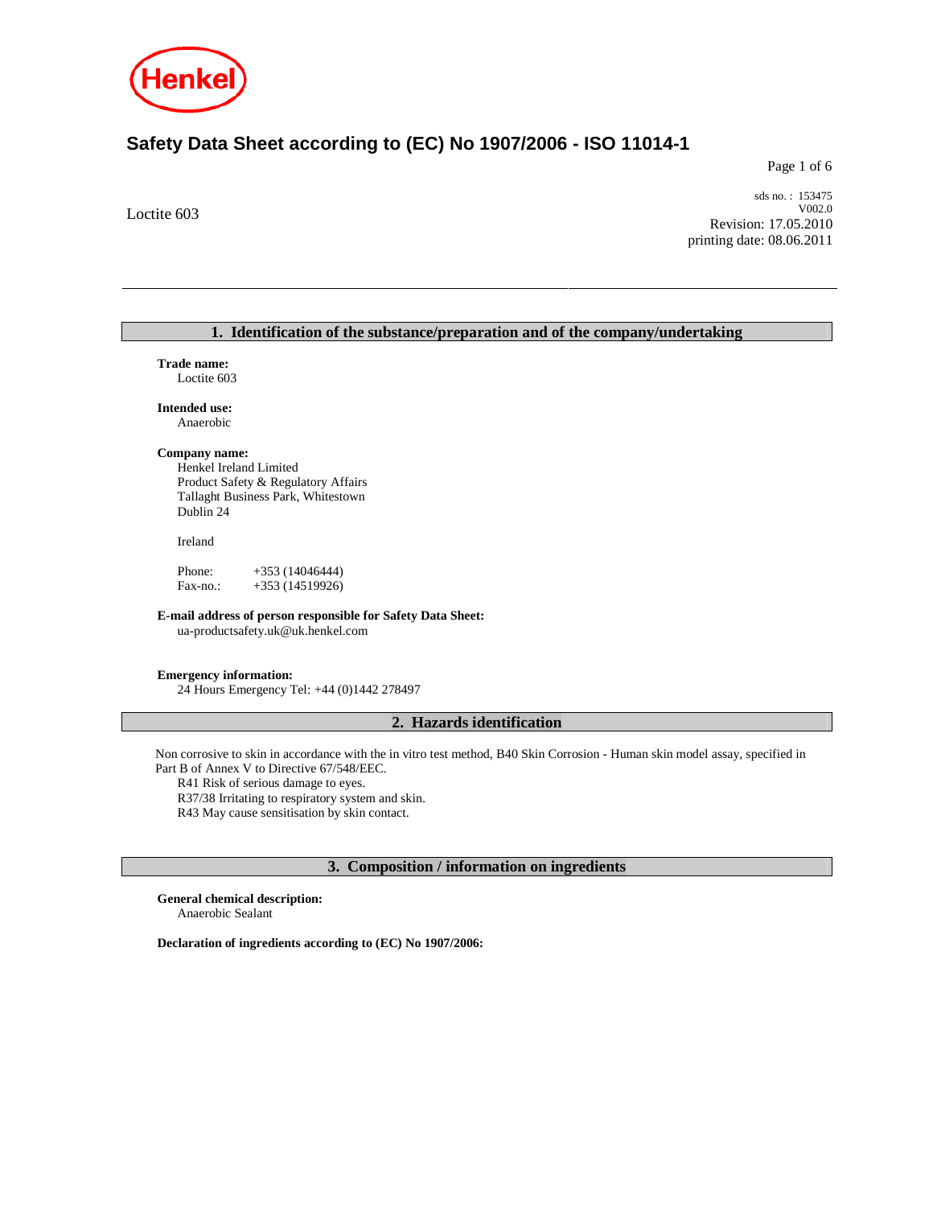Henkel

# Safety Data Sheet according to (EC) No 1907/2006 - ISO 11014-1

Loctite 603

sds no. : 153475
V002.0
Revision: 17.05.2010
printing date: 08.06.2011

## 1. Identification of the substance/preparation and of the company/undertaking

**Trade name:**
Loctite 603

**Intended use:**
Anaerobic

**Company name:**
Henkel Ireland Limited
Product Safety & Regulatory Affairs
Tallaght Business Park, Whitestown
Dublin 24

Ireland

Phone: +353 (14046444)
Fax-no.: +353 (14519926)

**E-mail address of person responsible for Safety Data Sheet:**
ua-productsafety.uk@uk.henkel.com

**Emergency information:**
24 Hours Emergency Tel: +44 (0)1442 278497

## 2. Hazards identification

Non corrosive to skin in accordance with the in vitro test method, B40 Skin Corrosion - Human skin model assay, specified in Part B of Annex V to Directive 67/548/EEC.

R41 Risk of serious damage to eyes.
R37/38 Irritating to respiratory system and skin.
R43 May cause sensitisation by skin contact.

## 3. Composition / information on ingredients

**General chemical description:**
Anaerobic Sealant

**Declaration of ingredients according to (EC) No 1907/2006:**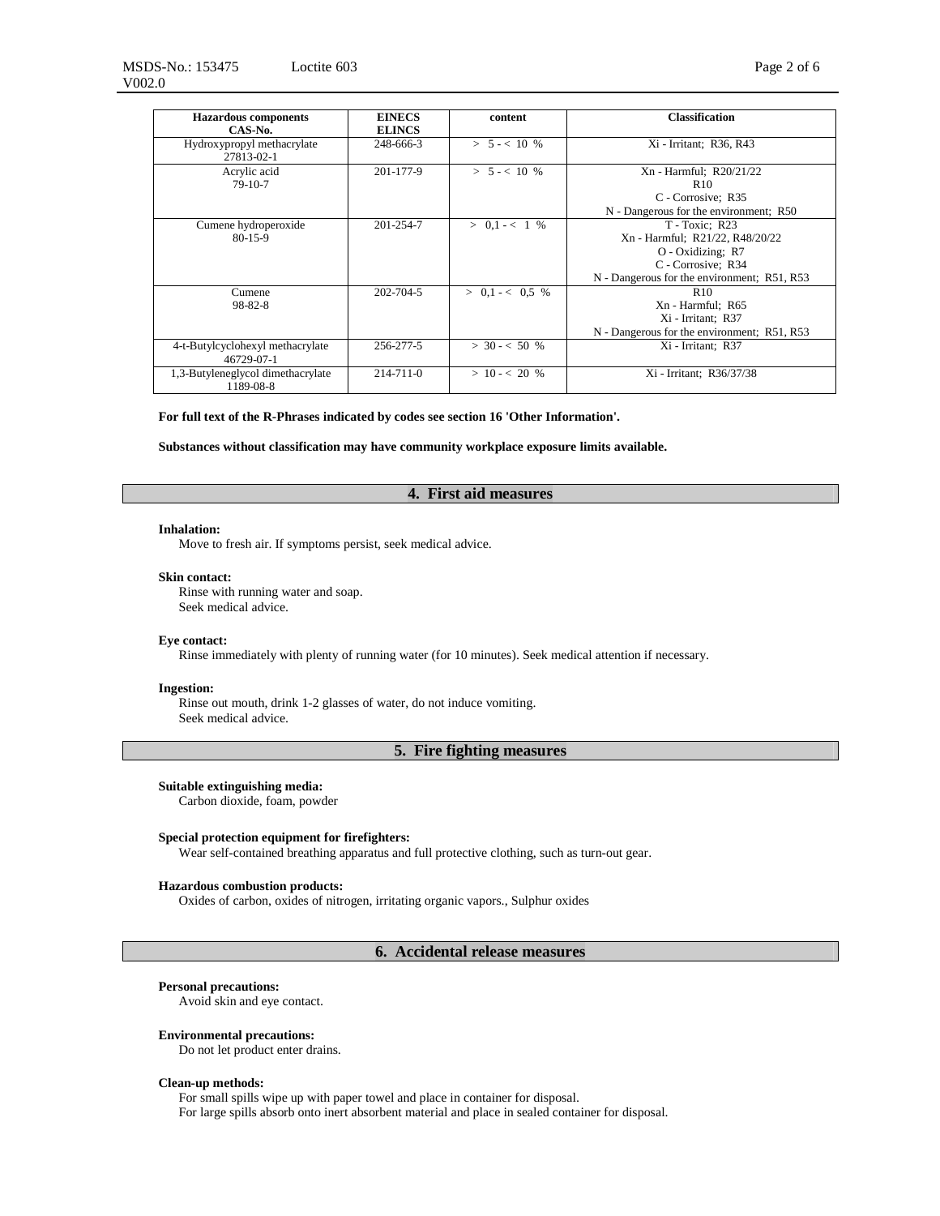| Hazardous components CAS-No. | EINECS ELINCS | content | Classification |
|---|---|---|---|
| Hydroxypropyl methacrylate 27813-02-1 | 248-666-3 | > 5 - < 10 % | Xi - Irritant; R36, R43 |
| Acrylic acid 79-10-7 | 201-177-9 | > 5 - < 10 % | Xn - Harmful; R20/21/22 R10 C - Corrosive; R35 N - Dangerous for the environment; R50 |
| Cumene hydroperoxide 80-15-9 | 201-254-7 | > 0,1 - < 1 % | T - Toxic; R23 Xn - Harmful; R21/22, R48/20/22 O - Oxidizing; R7 C - Corrosive; R34 N - Dangerous for the environment; R51, R53 |
| Cumene 98-82-8 | 202-704-5 | > 0,1 - < 0,5 % | R10 Xn - Harmful; R65 Xi - Irritant; R37 N - Dangerous for the environment; R51, R53 |
| 4-t-Butylcyclohexyl methacrylate 46729-07-1 | 256-277-5 | > 30 - < 50 % | Xi - Irritant; R37 |
| 1,3-Butyleneglycol dimethacrylate 1189-08-8 | 214-711-0 | > 10 - < 20 % | Xi - Irritant; R36/37/38 |

**For full text of the R-Phrases indicated by codes see section 16 'Other Information'.**

**Substances without classification may have community workplace exposure limits available.**

## 4. First aid measures

**Inhalation:**

Move to fresh air. If symptoms persist, seek medical advice.

**Skin contact:**

Rinse with running water and soap.
Seek medical advice.

**Eye contact:**

Rinse immediately with plenty of running water (for 10 minutes). Seek medical attention if necessary.

**Ingestion:**

Rinse out mouth, drink 1-2 glasses of water, do not induce vomiting.
Seek medical advice.

## 5. Fire fighting measures

**Suitable extinguishing media:**

Carbon dioxide, foam, powder

**Special protection equipment for firefighters:**

Wear self-contained breathing apparatus and full protective clothing, such as turn-out gear.

**Hazardous combustion products:**

Oxides of carbon, oxides of nitrogen, irritating organic vapors., Sulphur oxides

## 6. Accidental release measures

**Personal precautions:**

Avoid skin and eye contact.

**Environmental precautions:**

Do not let product enter drains.

**Clean-up methods:**

For small spills wipe up with paper towel and place in container for disposal.
For large spills absorb onto inert absorbent material and place in sealed container for disposal.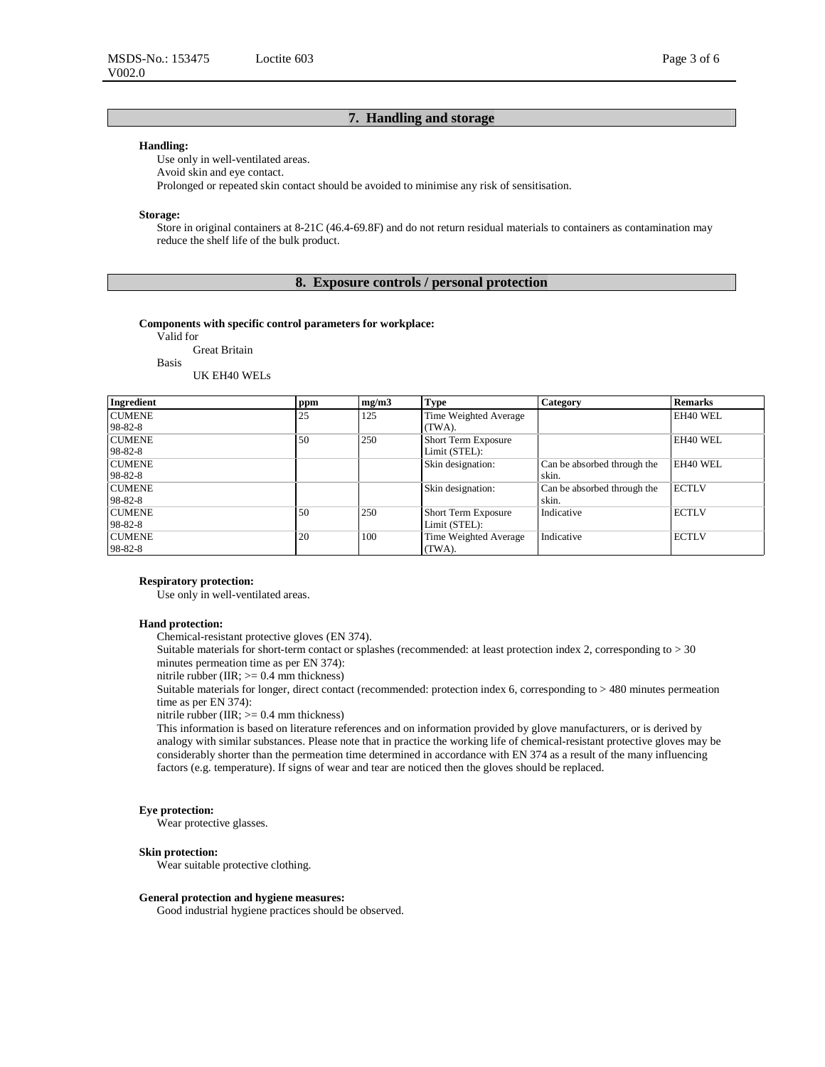## 7. Handling and storage

**Handling:**

Use only in well-ventilated areas.
Avoid skin and eye contact.
Prolonged or repeated skin contact should be avoided to minimise any risk of sensitisation.

**Storage:**

Store in original containers at 8-21C (46.4-69.8F) and do not return residual materials to containers as contamination may reduce the shelf life of the bulk product.

## 8. Exposure controls / personal protection

**Components with specific control parameters for workplace:**

Valid for
Great Britain
Basis
UK EH40 WELs

| Ingredient | ppm | mg/m3 | Type | Category | Remarks |
|---|---|---|---|---|---|
| CUMENE 98-82-8 | 25 | 125 | Time Weighted Average (TWA). | | EH40 WEL |
| CUMENE 98-82-8 | 50 | 250 | Short Term Exposure Limit (STEL): | | EH40 WEL |
| CUMENE 98-82-8 | | | Skin designation: | Can be absorbed through the skin. | EH40 WEL |
| CUMENE 98-82-8 | | | Skin designation: | Can be absorbed through the skin. | ECTLV |
| CUMENE 98-82-8 | 50 | 250 | Short Term Exposure Limit (STEL): | Indicative | ECTLV |
| CUMENE 98-82-8 | 20 | 100 | Time Weighted Average (TWA). | Indicative | ECTLV |

**Respiratory protection:**

Use only in well-ventilated areas.

**Hand protection:**

Chemical-resistant protective gloves (EN 374).
Suitable materials for short-term contact or splashes (recommended: at least protection index 2, corresponding to > 30 minutes permeation time as per EN 374):
nitrile rubber (IIR; >= 0.4 mm thickness)
Suitable materials for longer, direct contact (recommended: protection index 6, corresponding to > 480 minutes permeation time as per EN 374):
nitrile rubber (IIR; >= 0.4 mm thickness)
This information is based on literature references and on information provided by glove manufacturers, or is derived by analogy with similar substances. Please note that in practice the working life of chemical-resistant protective gloves may be considerably shorter than the permeation time determined in accordance with EN 374 as a result of the many influencing factors (e.g. temperature). If signs of wear and tear are noticed then the gloves should be replaced.

**Eye protection:**

Wear protective glasses.

**Skin protection:**

Wear suitable protective clothing.

**General protection and hygiene measures:**

Good industrial hygiene practices should be observed.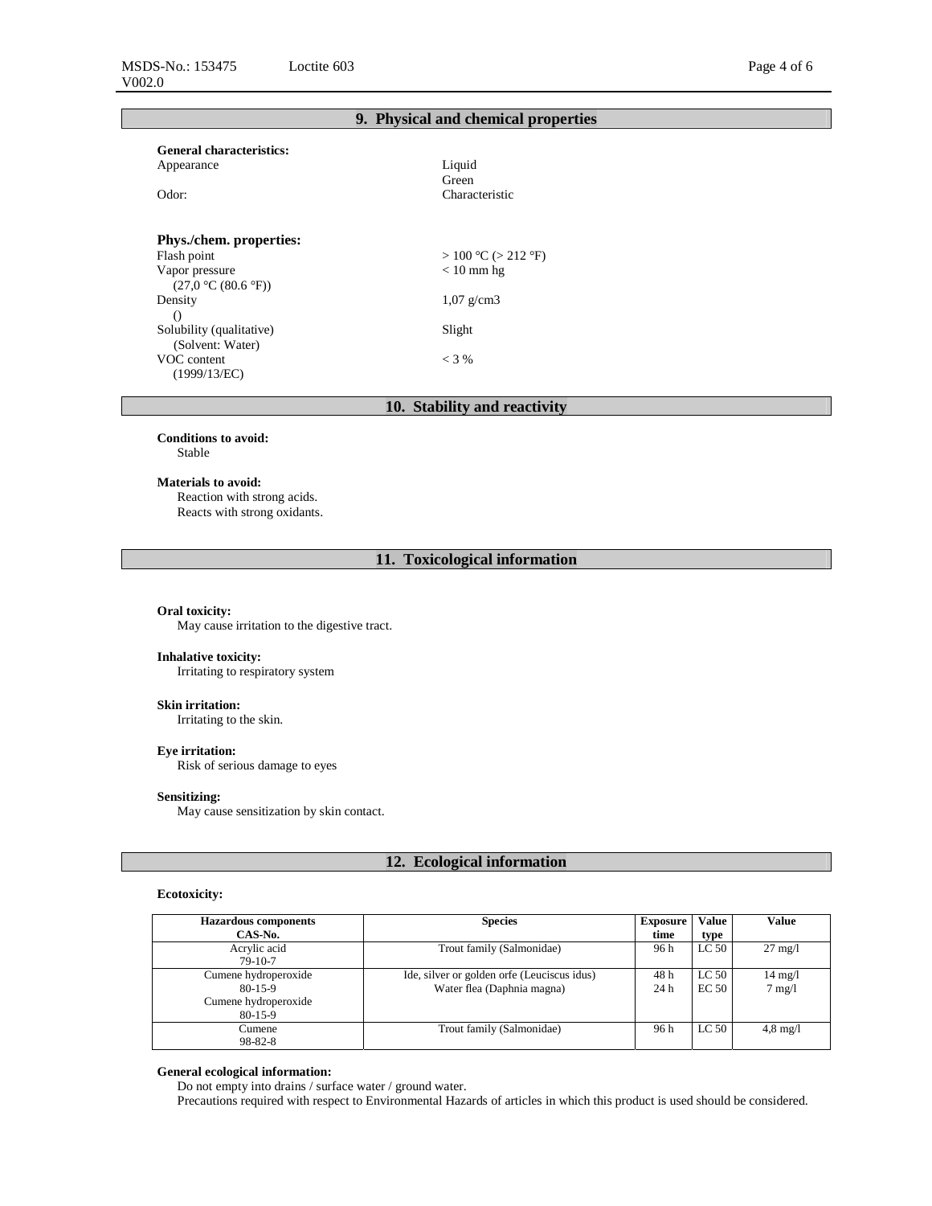## 9. Physical and chemical properties

**General characteristics:**

| | |
|---|---|
| Appearance | Liquid<br>Green |
| Odor: | Characteristic |

**Phys./chem. properties:**

| | |
|---|---|
| Flash point | > 100 °C (> 212 °F) |
| Vapor pressure<br>(27,0 °C (80.6 °F)) | < 10 mm hg |
| Density<br>() | 1,07 g/cm3 |
| Solubility (qualitative)<br>(Solvent: Water) | Slight |
| VOC content<br>(1999/13/EC) | < 3 % |

## 10. Stability and reactivity

**Conditions to avoid:**
Stable

**Materials to avoid:**
Reaction with strong acids.
Reacts with strong oxidants.

## 11. Toxicological information

**Oral toxicity:**
May cause irritation to the digestive tract.

**Inhalative toxicity:**
Irritating to respiratory system

**Skin irritation:**
Irritating to the skin.

**Eye irritation:**
Risk of serious damage to eyes

**Sensitizing:**
May cause sensitization by skin contact.

## 12. Ecological information

**Ecotoxicity:**

| Hazardous components<br>CAS-No. | Species | Exposure time | Value type | Value |
|---|---|---|---|---|
| Acrylic acid<br>79-10-7 | Trout family (Salmonidae) | 96 h | LC 50 | 27 mg/l |
| Cumene hydroperoxide<br>80-15-9<br>Cumene hydroperoxide<br>80-15-9 | Ide, silver or golden orfe (Leuciscus idus)<br>Water flea (Daphnia magna) | 48 h<br>24 h | LC 50<br>EC 50 | 14 mg/l<br>7 mg/l |
| Cumene<br>98-82-8 | Trout family (Salmonidae) | 96 h | LC 50 | 4,8 mg/l |

**General ecological information:**
Do not empty into drains / surface water / ground water.
Precautions required with respect to Environmental Hazards of articles in which this product is used should be considered.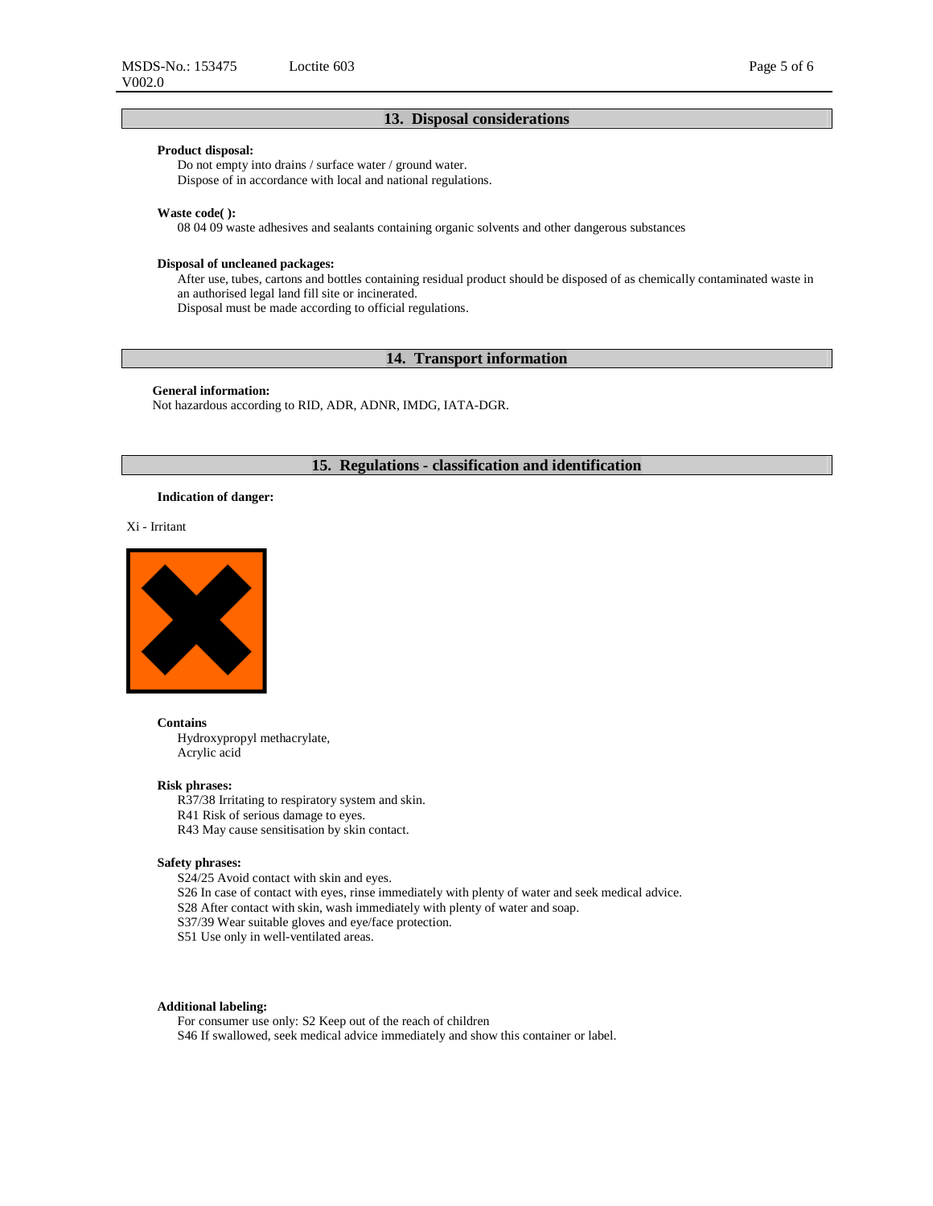## 13. Disposal considerations

**Product disposal:**

Do not empty into drains / surface water / ground water.
Dispose of in accordance with local and national regulations.

**Waste code( ):**

08 04 09 waste adhesives and sealants containing organic solvents and other dangerous substances

**Disposal of uncleaned packages:**

After use, tubes, cartons and bottles containing residual product should be disposed of as chemically contaminated waste in an authorised legal land fill site or incinerated.
Disposal must be made according to official regulations.

## 14. Transport information

**General information:**

Not hazardous according to RID, ADR, ADNR, IMDG, IATA-DGR.

## 15. Regulations - classification and identification

**Indication of danger:**

Xi - Irritant

**Contains**

Hydroxypropyl methacrylate,
Acrylic acid

**Risk phrases:**

R37/38 Irritating to respiratory system and skin.
R41 Risk of serious damage to eyes.
R43 May cause sensitisation by skin contact.

**Safety phrases:**

S24/25 Avoid contact with skin and eyes.
S26 In case of contact with eyes, rinse immediately with plenty of water and seek medical advice.
S28 After contact with skin, wash immediately with plenty of water and soap.
S37/39 Wear suitable gloves and eye/face protection.
S51 Use only in well-ventilated areas.

**Additional labeling:**

For consumer use only: S2 Keep out of the reach of children
S46 If swallowed, seek medical advice immediately and show this container or label.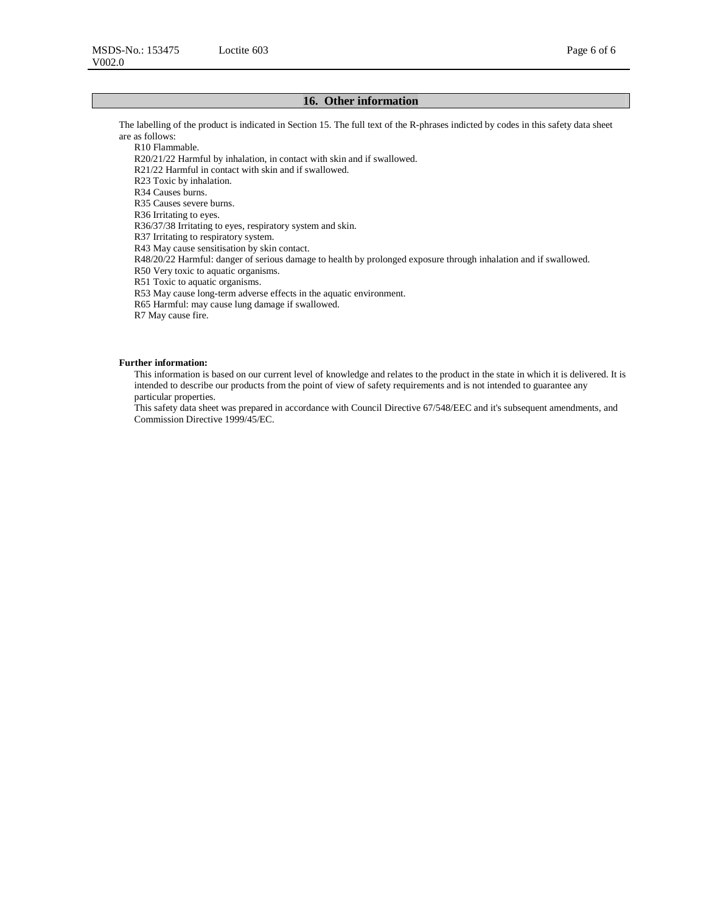## 16. Other information

The labelling of the product is indicated in Section 15. The full text of the R-phrases indicted by codes in this safety data sheet are as follows:

R10 Flammable.
R20/21/22 Harmful by inhalation, in contact with skin and if swallowed.
R21/22 Harmful in contact with skin and if swallowed.
R23 Toxic by inhalation.
R34 Causes burns.
R35 Causes severe burns.
R36 Irritating to eyes.
R36/37/38 Irritating to eyes, respiratory system and skin.
R37 Irritating to respiratory system.
R43 May cause sensitisation by skin contact.
R48/20/22 Harmful: danger of serious damage to health by prolonged exposure through inhalation and if swallowed.
R50 Very toxic to aquatic organisms.
R51 Toxic to aquatic organisms.
R53 May cause long-term adverse effects in the aquatic environment.
R65 Harmful: may cause lung damage if swallowed.
R7 May cause fire.

**Further information:**

This information is based on our current level of knowledge and relates to the product in the state in which it is delivered. It is intended to describe our products from the point of view of safety requirements and is not intended to guarantee any particular properties.
This safety data sheet was prepared in accordance with Council Directive 67/548/EEC and it's subsequent amendments, and Commission Directive 1999/45/EC.